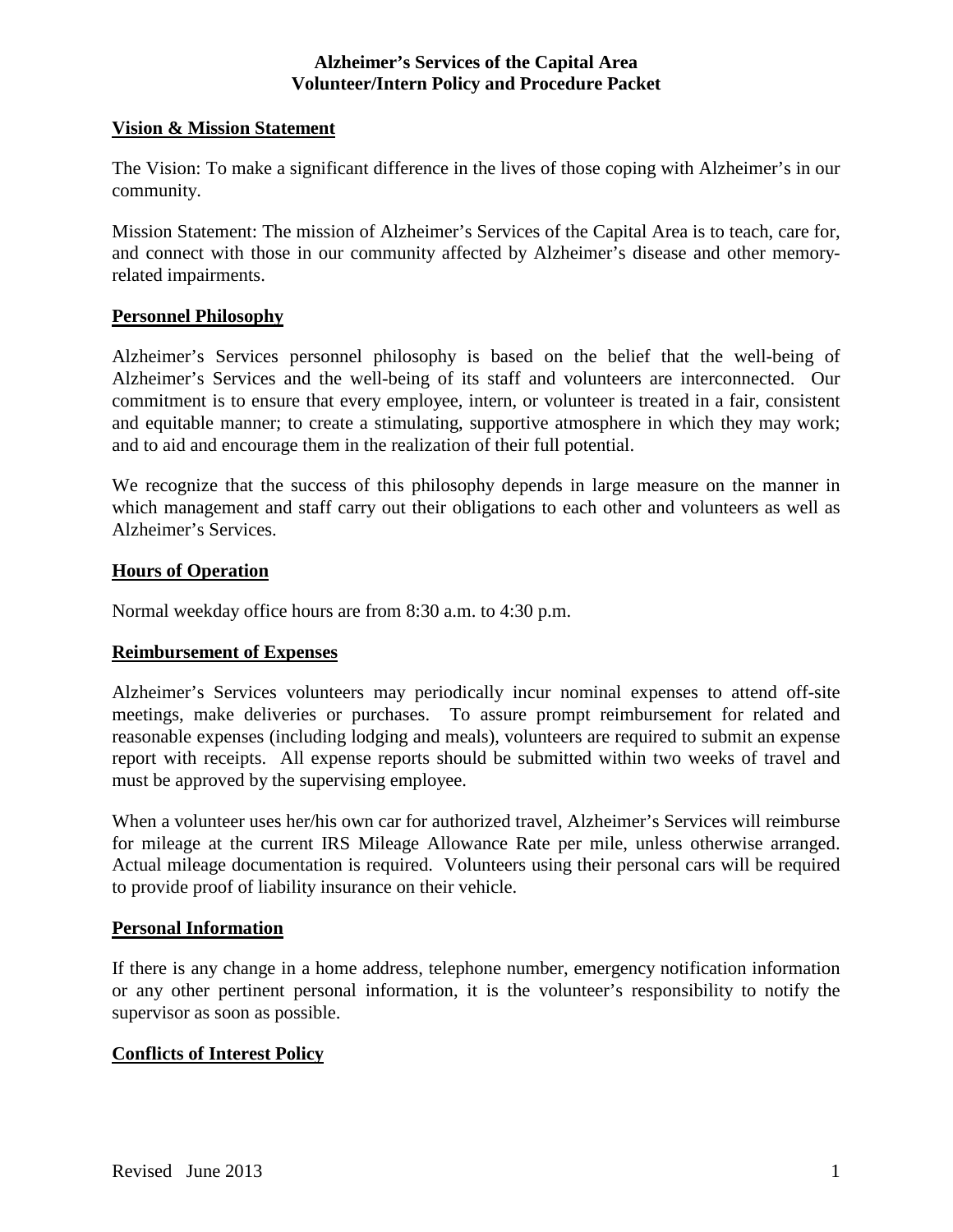# Alzheimer's Services of the Capital Area
# Volunteer/Intern Policy and Procedure Packet

## Vision & Mission Statement

The Vision: To make a significant difference in the lives of those coping with Alzheimer's in our community.

Mission Statement: The mission of Alzheimer's Services of the Capital Area is to teach, care for, and connect with those in our community affected by Alzheimer's disease and other memory-related impairments.

## Personnel Philosophy

Alzheimer's Services personnel philosophy is based on the belief that the well-being of Alzheimer's Services and the well-being of its staff and volunteers are interconnected. Our commitment is to ensure that every employee, intern, or volunteer is treated in a fair, consistent and equitable manner; to create a stimulating, supportive atmosphere in which they may work; and to aid and encourage them in the realization of their full potential.

We recognize that the success of this philosophy depends in large measure on the manner in which management and staff carry out their obligations to each other and volunteers as well as Alzheimer's Services.

## Hours of Operation

Normal weekday office hours are from 8:30 a.m. to 4:30 p.m.

## Reimbursement of Expenses

Alzheimer's Services volunteers may periodically incur nominal expenses to attend off-site meetings, make deliveries or purchases. To assure prompt reimbursement for related and reasonable expenses (including lodging and meals), volunteers are required to submit an expense report with receipts. All expense reports should be submitted within two weeks of travel and must be approved by the supervising employee.

When a volunteer uses her/his own car for authorized travel, Alzheimer's Services will reimburse for mileage at the current IRS Mileage Allowance Rate per mile, unless otherwise arranged. Actual mileage documentation is required. Volunteers using their personal cars will be required to provide proof of liability insurance on their vehicle.

## Personal Information

If there is any change in a home address, telephone number, emergency notification information or any other pertinent personal information, it is the volunteer's responsibility to notify the supervisor as soon as possible.

## Conflicts of Interest Policy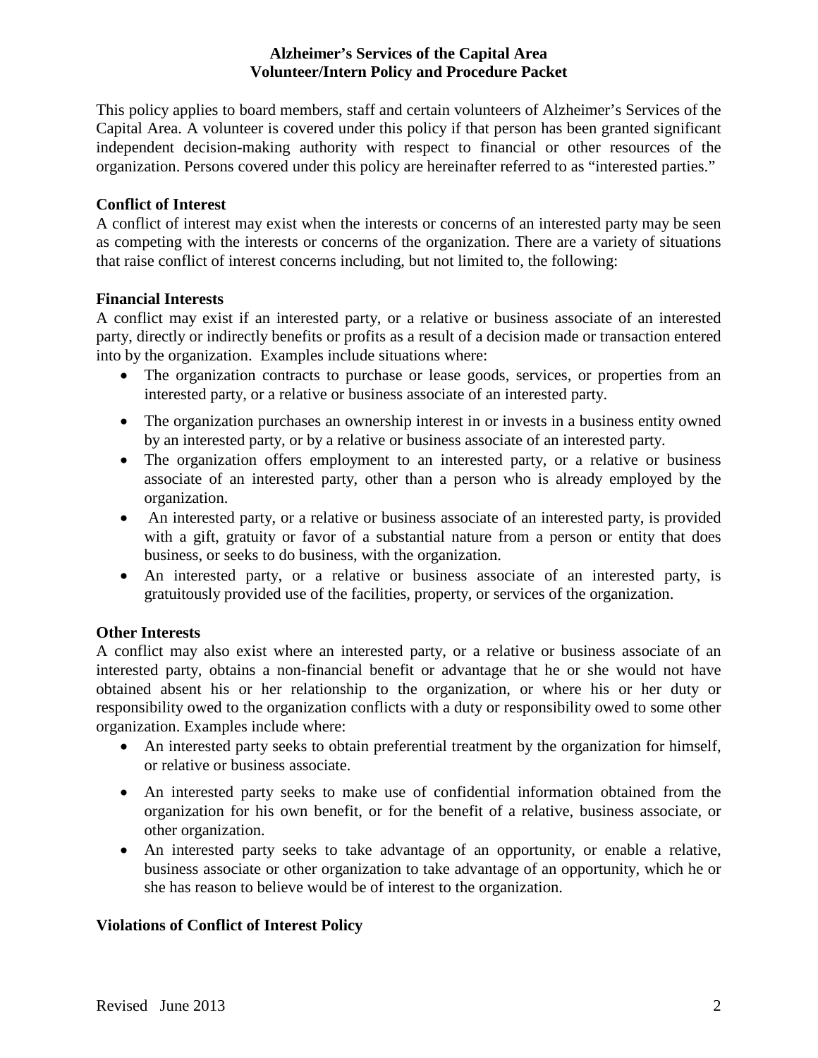**Alzheimer's Services of the Capital Area**
**Volunteer/Intern Policy and Procedure Packet**

This policy applies to board members, staff and certain volunteers of Alzheimer's Services of the Capital Area. A volunteer is covered under this policy if that person has been granted significant independent decision-making authority with respect to financial or other resources of the organization. Persons covered under this policy are hereinafter referred to as "interested parties."

**Conflict of Interest**

A conflict of interest may exist when the interests or concerns of an interested party may be seen as competing with the interests or concerns of the organization. There are a variety of situations that raise conflict of interest concerns including, but not limited to, the following:

**Financial Interests**

A conflict may exist if an interested party, or a relative or business associate of an interested party, directly or indirectly benefits or profits as a result of a decision made or transaction entered into by the organization. Examples include situations where:

- The organization contracts to purchase or lease goods, services, or properties from an interested party, or a relative or business associate of an interested party.
- The organization purchases an ownership interest in or invests in a business entity owned by an interested party, or by a relative or business associate of an interested party.
- The organization offers employment to an interested party, or a relative or business associate of an interested party, other than a person who is already employed by the organization.
- An interested party, or a relative or business associate of an interested party, is provided with a gift, gratuity or favor of a substantial nature from a person or entity that does business, or seeks to do business, with the organization.
- An interested party, or a relative or business associate of an interested party, is gratuitously provided use of the facilities, property, or services of the organization.

**Other Interests**

A conflict may also exist where an interested party, or a relative or business associate of an interested party, obtains a non-financial benefit or advantage that he or she would not have obtained absent his or her relationship to the organization, or where his or her duty or responsibility owed to the organization conflicts with a duty or responsibility owed to some other organization. Examples include where:

- An interested party seeks to obtain preferential treatment by the organization for himself, or relative or business associate.
- An interested party seeks to make use of confidential information obtained from the organization for his own benefit, or for the benefit of a relative, business associate, or other organization.
- An interested party seeks to take advantage of an opportunity, or enable a relative, business associate or other organization to take advantage of an opportunity, which he or she has reason to believe would be of interest to the organization.

**Violations of Conflict of Interest Policy**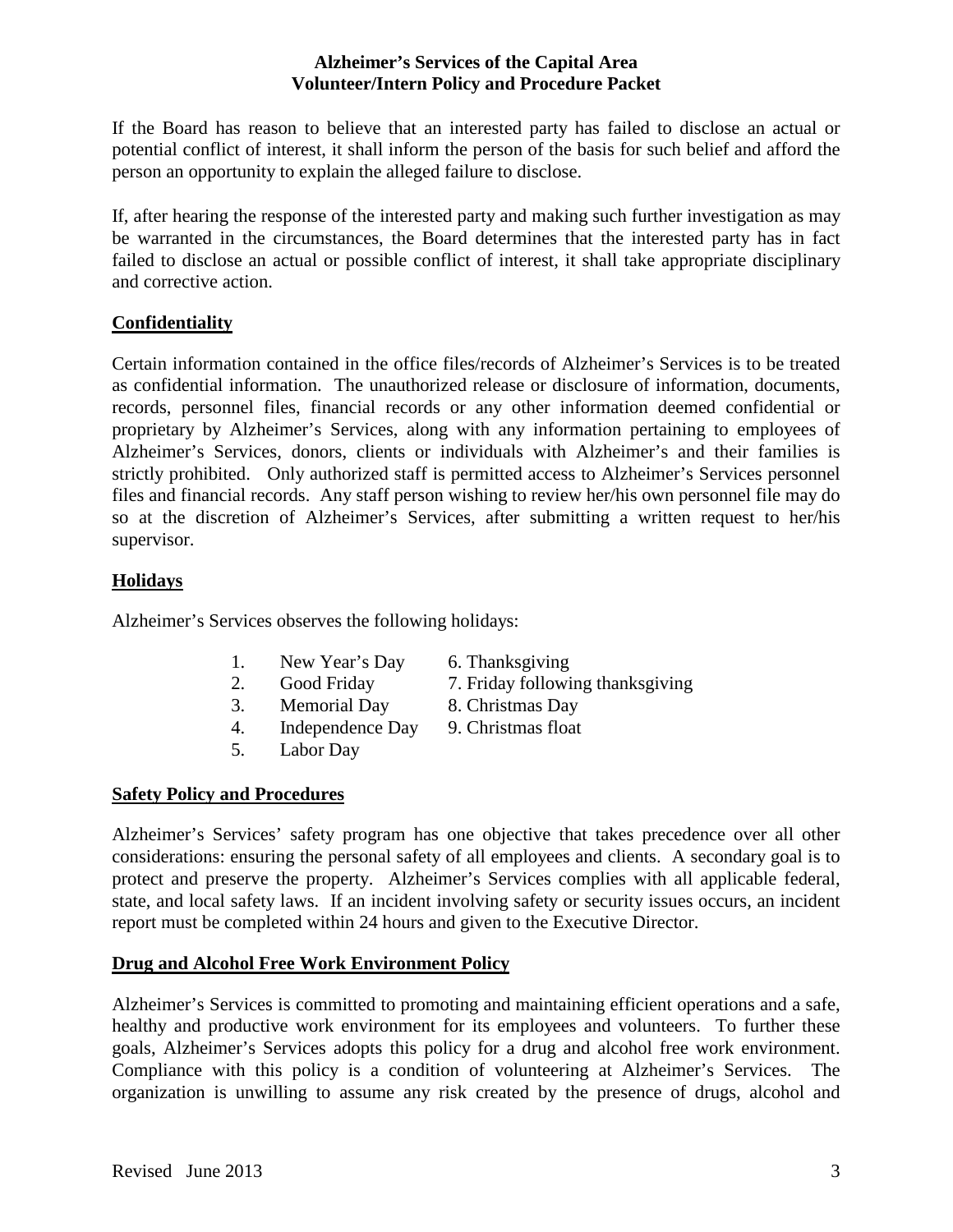If the Board has reason to believe that an interested party has failed to disclose an actual or potential conflict of interest, it shall inform the person of the basis for such belief and afford the person an opportunity to explain the alleged failure to disclose.

If, after hearing the response of the interested party and making such further investigation as may be warranted in the circumstances, the Board determines that the interested party has in fact failed to disclose an actual or possible conflict of interest, it shall take appropriate disciplinary and corrective action.

## Confidentiality

Certain information contained in the office files/records of Alzheimer's Services is to be treated as confidential information. The unauthorized release or disclosure of information, documents, records, personnel files, financial records or any other information deemed confidential or proprietary by Alzheimer's Services, along with any information pertaining to employees of Alzheimer's Services, donors, clients or individuals with Alzheimer's and their families is strictly prohibited. Only authorized staff is permitted access to Alzheimer's Services personnel files and financial records. Any staff person wishing to review her/his own personnel file may do so at the discretion of Alzheimer's Services, after submitting a written request to her/his supervisor.

## Holidays

Alzheimer's Services observes the following holidays:

1. New Year's Day
2. Good Friday
3. Memorial Day
4. Independence Day
5. Labor Day
6. Thanksgiving
7. Friday following thanksgiving
8. Christmas Day
9. Christmas float

## Safety Policy and Procedures

Alzheimer's Services' safety program has one objective that takes precedence over all other considerations: ensuring the personal safety of all employees and clients. A secondary goal is to protect and preserve the property. Alzheimer's Services complies with all applicable federal, state, and local safety laws. If an incident involving safety or security issues occurs, an incident report must be completed within 24 hours and given to the Executive Director.

## Drug and Alcohol Free Work Environment Policy

Alzheimer's Services is committed to promoting and maintaining efficient operations and a safe, healthy and productive work environment for its employees and volunteers. To further these goals, Alzheimer's Services adopts this policy for a drug and alcohol free work environment. Compliance with this policy is a condition of volunteering at Alzheimer's Services. The organization is unwilling to assume any risk created by the presence of drugs, alcohol and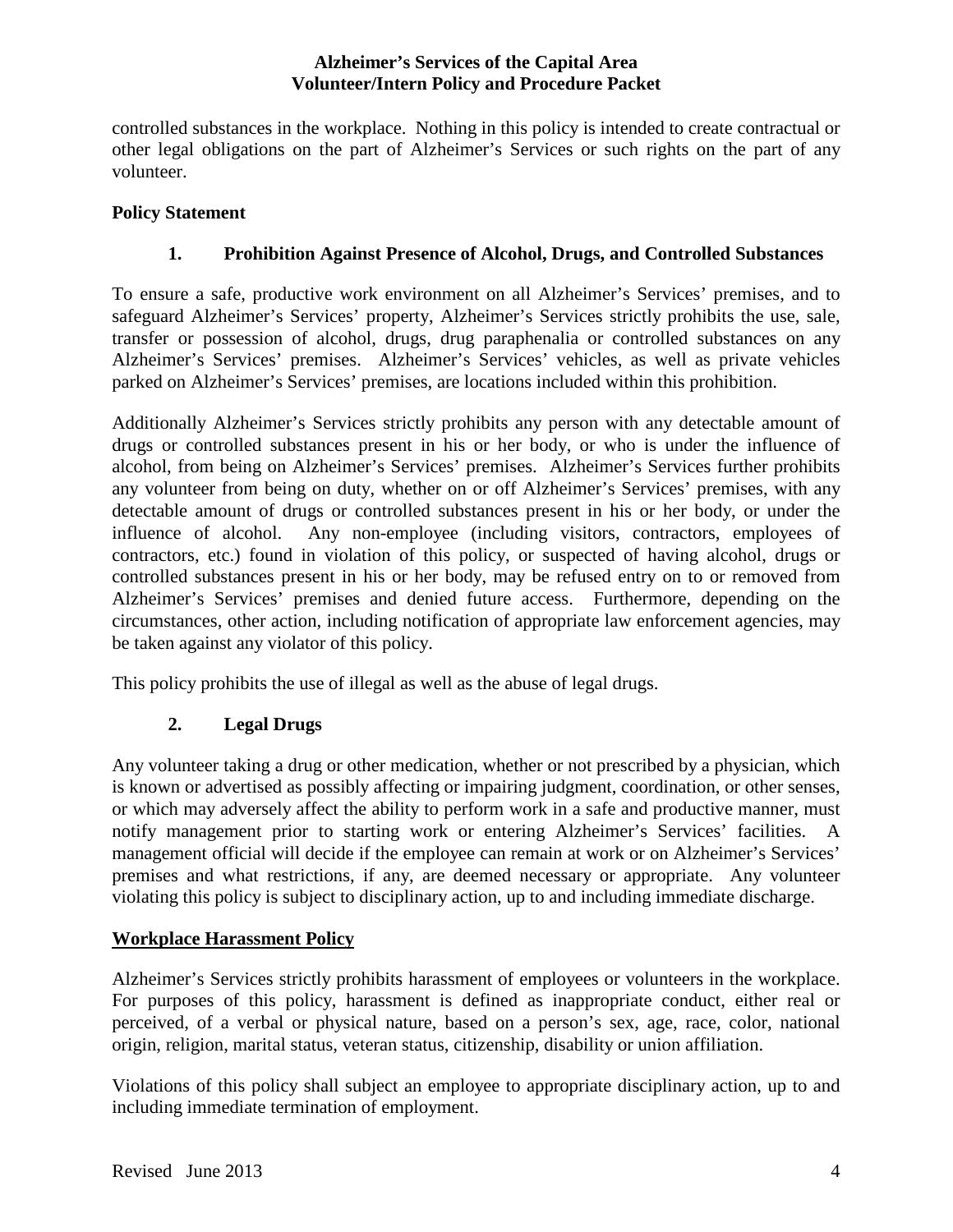controlled substances in the workplace. Nothing in this policy is intended to create contractual or other legal obligations on the part of Alzheimer's Services or such rights on the part of any volunteer.

**Policy Statement**

### 1. Prohibition Against Presence of Alcohol, Drugs, and Controlled Substances

To ensure a safe, productive work environment on all Alzheimer's Services' premises, and to safeguard Alzheimer's Services' property, Alzheimer's Services strictly prohibits the use, sale, transfer or possession of alcohol, drugs, drug paraphenalia or controlled substances on any Alzheimer's Services' premises. Alzheimer's Services' vehicles, as well as private vehicles parked on Alzheimer's Services' premises, are locations included within this prohibition.

Additionally Alzheimer's Services strictly prohibits any person with any detectable amount of drugs or controlled substances present in his or her body, or who is under the influence of alcohol, from being on Alzheimer's Services' premises. Alzheimer's Services further prohibits any volunteer from being on duty, whether on or off Alzheimer's Services' premises, with any detectable amount of drugs or controlled substances present in his or her body, or under the influence of alcohol. Any non-employee (including visitors, contractors, employees of contractors, etc.) found in violation of this policy, or suspected of having alcohol, drugs or controlled substances present in his or her body, may be refused entry on to or removed from Alzheimer's Services' premises and denied future access. Furthermore, depending on the circumstances, other action, including notification of appropriate law enforcement agencies, may be taken against any violator of this policy.

This policy prohibits the use of illegal as well as the abuse of legal drugs.

### 2. Legal Drugs

Any volunteer taking a drug or other medication, whether or not prescribed by a physician, which is known or advertised as possibly affecting or impairing judgment, coordination, or other senses, or which may adversely affect the ability to perform work in a safe and productive manner, must notify management prior to starting work or entering Alzheimer's Services' facilities. A management official will decide if the employee can remain at work or on Alzheimer's Services' premises and what restrictions, if any, are deemed necessary or appropriate. Any volunteer violating this policy is subject to disciplinary action, up to and including immediate discharge.

## Workplace Harassment Policy

Alzheimer's Services strictly prohibits harassment of employees or volunteers in the workplace. For purposes of this policy, harassment is defined as inappropriate conduct, either real or perceived, of a verbal or physical nature, based on a person's sex, age, race, color, national origin, religion, marital status, veteran status, citizenship, disability or union affiliation.

Violations of this policy shall subject an employee to appropriate disciplinary action, up to and including immediate termination of employment.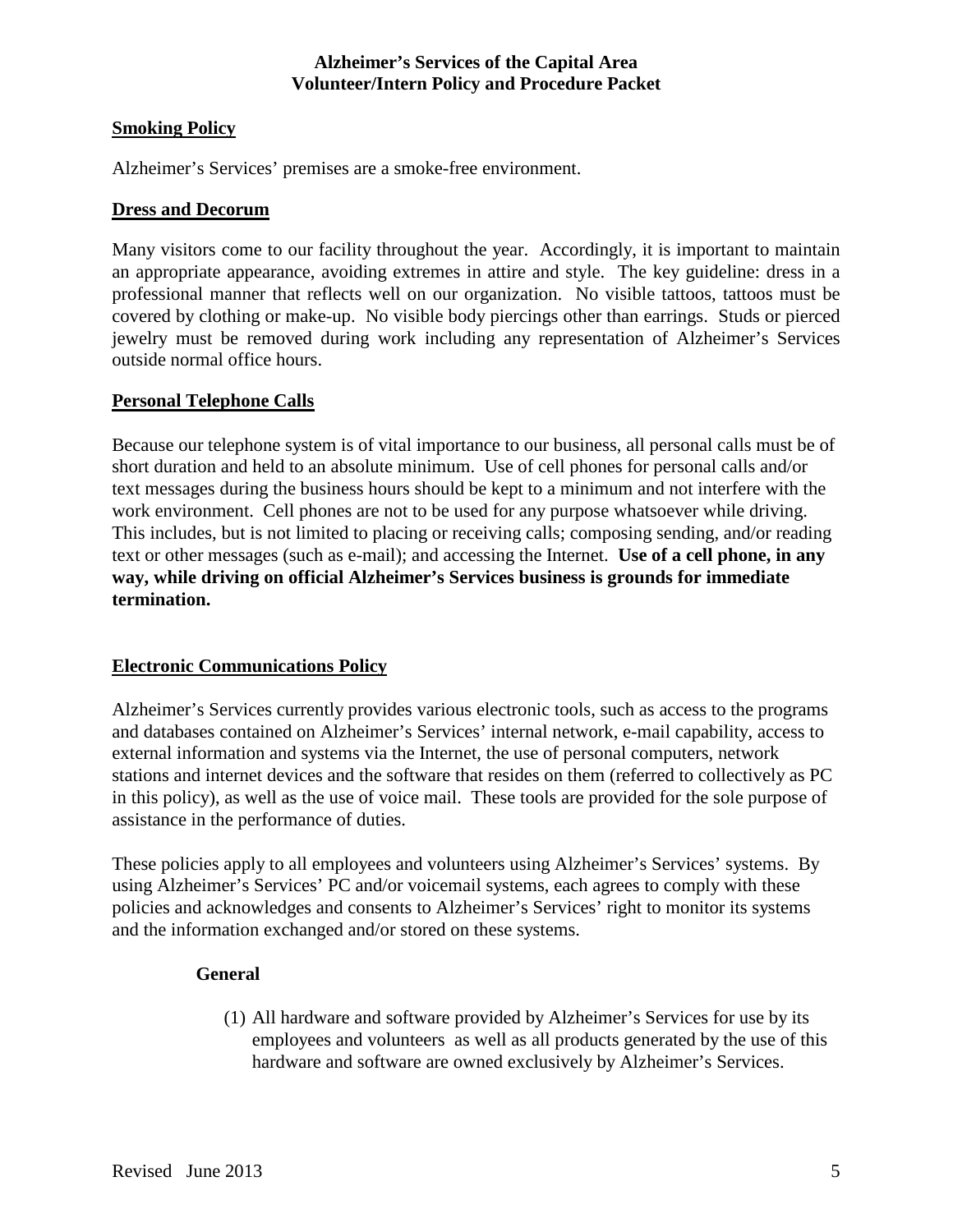## Smoking Policy

Alzheimer's Services' premises are a smoke-free environment.

## Dress and Decorum

Many visitors come to our facility throughout the year. Accordingly, it is important to maintain an appropriate appearance, avoiding extremes in attire and style. The key guideline: dress in a professional manner that reflects well on our organization. No visible tattoos, tattoos must be covered by clothing or make-up. No visible body piercings other than earrings. Studs or pierced jewelry must be removed during work including any representation of Alzheimer's Services outside normal office hours.

## Personal Telephone Calls

Because our telephone system is of vital importance to our business, all personal calls must be of short duration and held to an absolute minimum. Use of cell phones for personal calls and/or text messages during the business hours should be kept to a minimum and not interfere with the work environment. Cell phones are not to be used for any purpose whatsoever while driving. This includes, but is not limited to placing or receiving calls; composing sending, and/or reading text or other messages (such as e-mail); and accessing the Internet. **Use of a cell phone, in any way, while driving on official Alzheimer's Services business is grounds for immediate termination.**

## Electronic Communications Policy

Alzheimer's Services currently provides various electronic tools, such as access to the programs and databases contained on Alzheimer's Services' internal network, e-mail capability, access to external information and systems via the Internet, the use of personal computers, network stations and internet devices and the software that resides on them (referred to collectively as PC in this policy), as well as the use of voice mail. These tools are provided for the sole purpose of assistance in the performance of duties.

These policies apply to all employees and volunteers using Alzheimer's Services' systems. By using Alzheimer's Services' PC and/or voicemail systems, each agrees to comply with these policies and acknowledges and consents to Alzheimer's Services' right to monitor its systems and the information exchanged and/or stored on these systems.

### General

(1) All hardware and software provided by Alzheimer's Services for use by its employees and volunteers as well as all products generated by the use of this hardware and software are owned exclusively by Alzheimer's Services.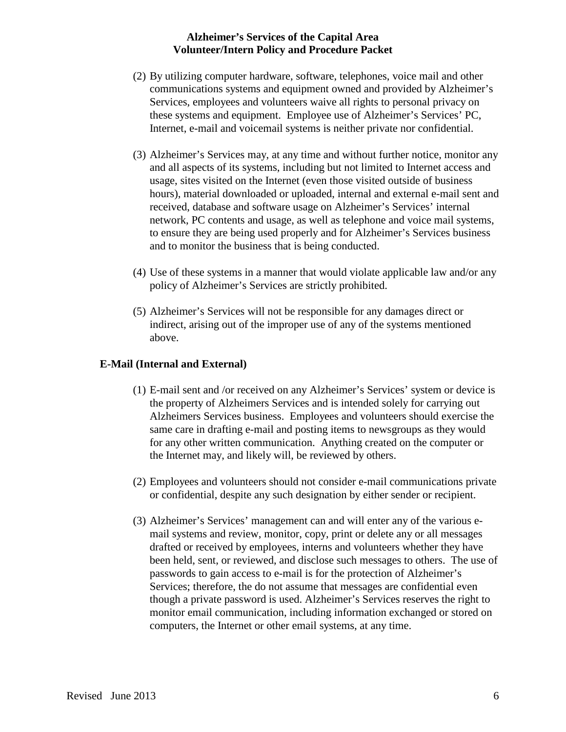(2) By utilizing computer hardware, software, telephones, voice mail and other communications systems and equipment owned and provided by Alzheimer's Services, employees and volunteers waive all rights to personal privacy on these systems and equipment. Employee use of Alzheimer's Services' PC, Internet, e-mail and voicemail systems is neither private nor confidential.

(3) Alzheimer's Services may, at any time and without further notice, monitor any and all aspects of its systems, including but not limited to Internet access and usage, sites visited on the Internet (even those visited outside of business hours), material downloaded or uploaded, internal and external e-mail sent and received, database and software usage on Alzheimer's Services' internal network, PC contents and usage, as well as telephone and voice mail systems, to ensure they are being used properly and for Alzheimer's Services business and to monitor the business that is being conducted.

(4) Use of these systems in a manner that would violate applicable law and/or any policy of Alzheimer's Services are strictly prohibited.

(5) Alzheimer's Services will not be responsible for any damages direct or indirect, arising out of the improper use of any of the systems mentioned above.

**E-Mail (Internal and External)**

(1) E-mail sent and /or received on any Alzheimer's Services' system or device is the property of Alzheimers Services and is intended solely for carrying out Alzheimers Services business. Employees and volunteers should exercise the same care in drafting e-mail and posting items to newsgroups as they would for any other written communication. Anything created on the computer or the Internet may, and likely will, be reviewed by others.

(2) Employees and volunteers should not consider e-mail communications private or confidential, despite any such designation by either sender or recipient.

(3) Alzheimer's Services' management can and will enter any of the various e-mail systems and review, monitor, copy, print or delete any or all messages drafted or received by employees, interns and volunteers whether they have been held, sent, or reviewed, and disclose such messages to others. The use of passwords to gain access to e-mail is for the protection of Alzheimer's Services; therefore, the do not assume that messages are confidential even though a private password is used. Alzheimer's Services reserves the right to monitor email communication, including information exchanged or stored on computers, the Internet or other email systems, at any time.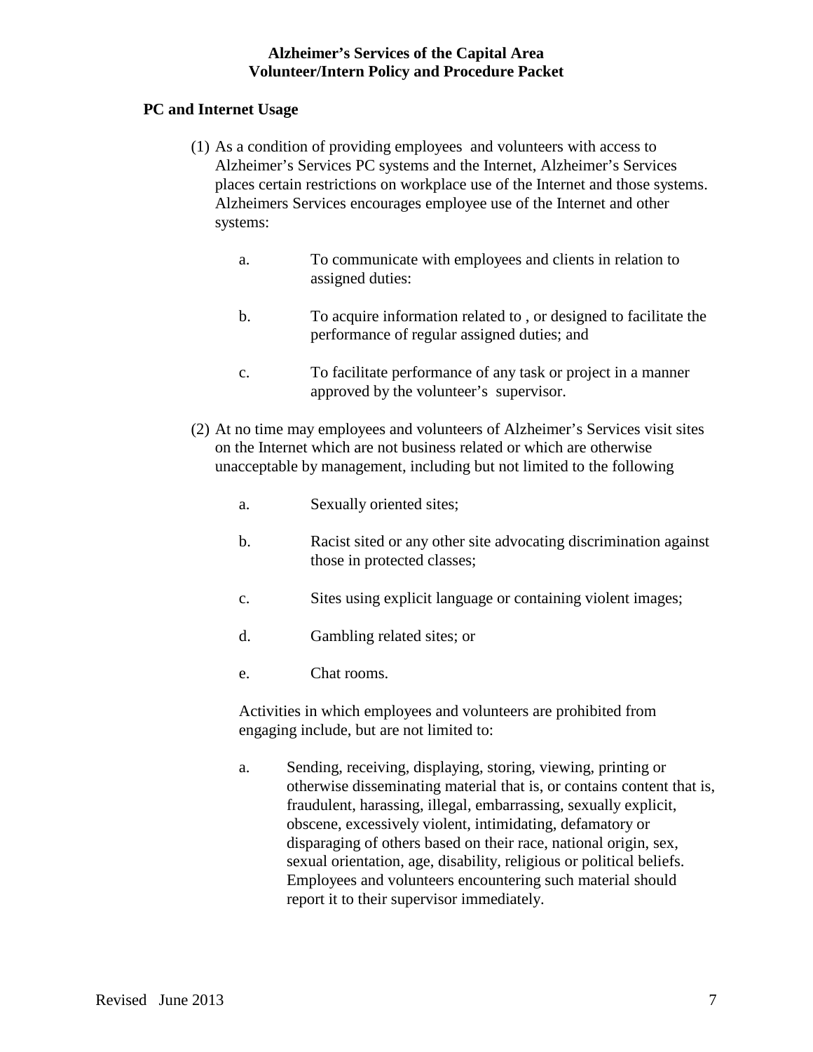**PC and Internet Usage**

(1) As a condition of providing employees and volunteers with access to Alzheimer's Services PC systems and the Internet, Alzheimer's Services places certain restrictions on workplace use of the Internet and those systems. Alzheimers Services encourages employee use of the Internet and other systems:

   a. To communicate with employees and clients in relation to assigned duties:

   b. To acquire information related to , or designed to facilitate the performance of regular assigned duties; and

   c. To facilitate performance of any task or project in a manner approved by the volunteer's supervisor.

(2) At no time may employees and volunteers of Alzheimer's Services visit sites on the Internet which are not business related or which are otherwise unacceptable by management, including but not limited to the following

   a. Sexually oriented sites;

   b. Racist sited or any other site advocating discrimination against those in protected classes;

   c. Sites using explicit language or containing violent images;

   d. Gambling related sites; or

   e. Chat rooms.

   Activities in which employees and volunteers are prohibited from engaging include, but are not limited to:

   a. Sending, receiving, displaying, storing, viewing, printing or otherwise disseminating material that is, or contains content that is, fraudulent, harassing, illegal, embarrassing, sexually explicit, obscene, excessively violent, intimidating, defamatory or disparaging of others based on their race, national origin, sex, sexual orientation, age, disability, religious or political beliefs. Employees and volunteers encountering such material should report it to their supervisor immediately.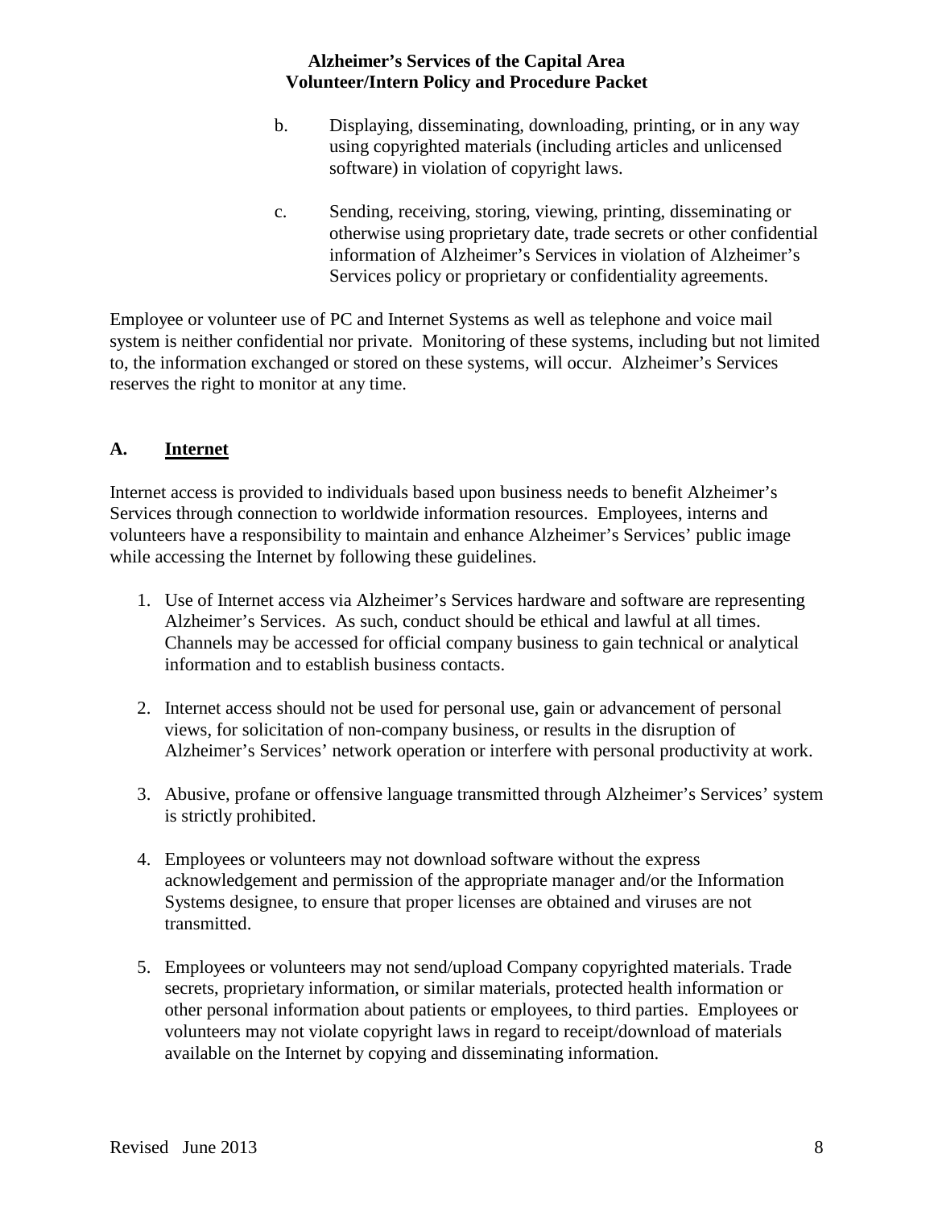b. Displaying, disseminating, downloading, printing, or in any way using copyrighted materials (including articles and unlicensed software) in violation of copyright laws.

c. Sending, receiving, storing, viewing, printing, disseminating or otherwise using proprietary date, trade secrets or other confidential information of Alzheimer's Services in violation of Alzheimer's Services policy or proprietary or confidentiality agreements.

Employee or volunteer use of PC and Internet Systems as well as telephone and voice mail system is neither confidential nor private. Monitoring of these systems, including but not limited to, the information exchanged or stored on these systems, will occur. Alzheimer's Services reserves the right to monitor at any time.

## A. Internet

Internet access is provided to individuals based upon business needs to benefit Alzheimer's Services through connection to worldwide information resources. Employees, interns and volunteers have a responsibility to maintain and enhance Alzheimer's Services' public image while accessing the Internet by following these guidelines.

1. Use of Internet access via Alzheimer's Services hardware and software are representing Alzheimer's Services. As such, conduct should be ethical and lawful at all times. Channels may be accessed for official company business to gain technical or analytical information and to establish business contacts.

2. Internet access should not be used for personal use, gain or advancement of personal views, for solicitation of non-company business, or results in the disruption of Alzheimer's Services' network operation or interfere with personal productivity at work.

3. Abusive, profane or offensive language transmitted through Alzheimer's Services' system is strictly prohibited.

4. Employees or volunteers may not download software without the express acknowledgement and permission of the appropriate manager and/or the Information Systems designee, to ensure that proper licenses are obtained and viruses are not transmitted.

5. Employees or volunteers may not send/upload Company copyrighted materials. Trade secrets, proprietary information, or similar materials, protected health information or other personal information about patients or employees, to third parties. Employees or volunteers may not violate copyright laws in regard to receipt/download of materials available on the Internet by copying and disseminating information.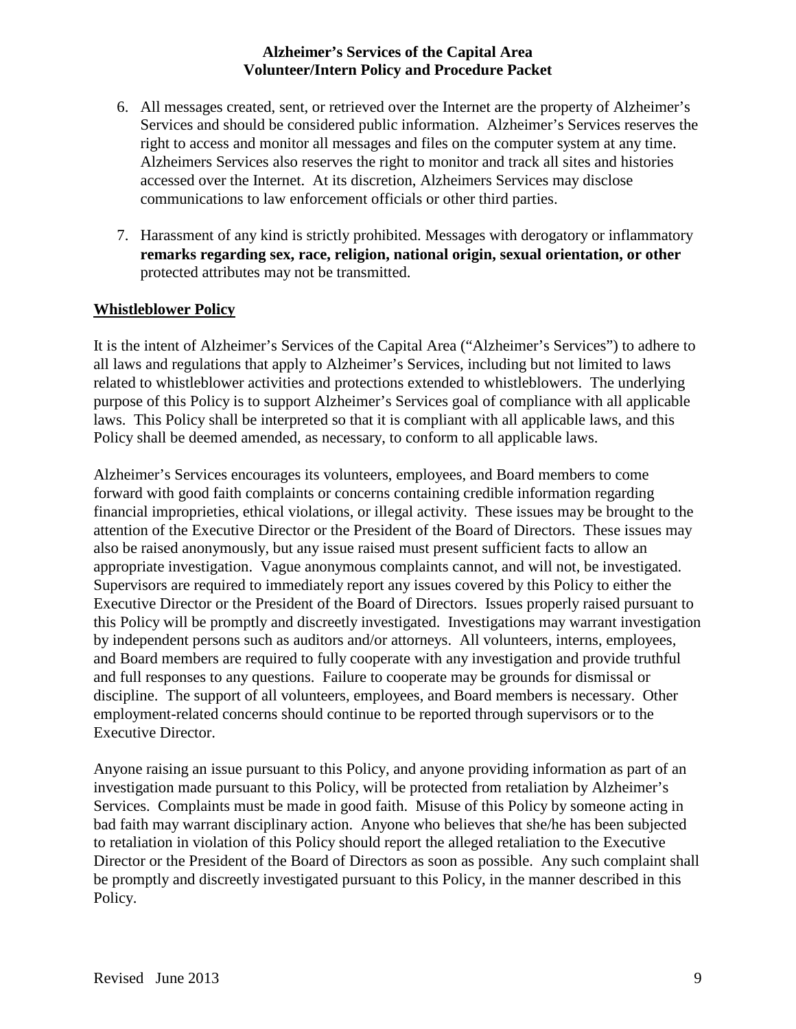6. All messages created, sent, or retrieved over the Internet are the property of Alzheimer's Services and should be considered public information. Alzheimer's Services reserves the right to access and monitor all messages and files on the computer system at any time. Alzheimers Services also reserves the right to monitor and track all sites and histories accessed over the Internet. At its discretion, Alzheimers Services may disclose communications to law enforcement officials or other third parties.

7. Harassment of any kind is strictly prohibited. Messages with derogatory or inflammatory **remarks regarding sex, race, religion, national origin, sexual orientation, or other** protected attributes may not be transmitted.

## Whistleblower Policy

It is the intent of Alzheimer's Services of the Capital Area ("Alzheimer's Services") to adhere to all laws and regulations that apply to Alzheimer's Services, including but not limited to laws related to whistleblower activities and protections extended to whistleblowers. The underlying purpose of this Policy is to support Alzheimer's Services goal of compliance with all applicable laws. This Policy shall be interpreted so that it is compliant with all applicable laws, and this Policy shall be deemed amended, as necessary, to conform to all applicable laws.

Alzheimer's Services encourages its volunteers, employees, and Board members to come forward with good faith complaints or concerns containing credible information regarding financial improprieties, ethical violations, or illegal activity. These issues may be brought to the attention of the Executive Director or the President of the Board of Directors. These issues may also be raised anonymously, but any issue raised must present sufficient facts to allow an appropriate investigation. Vague anonymous complaints cannot, and will not, be investigated. Supervisors are required to immediately report any issues covered by this Policy to either the Executive Director or the President of the Board of Directors. Issues properly raised pursuant to this Policy will be promptly and discreetly investigated. Investigations may warrant investigation by independent persons such as auditors and/or attorneys. All volunteers, interns, employees, and Board members are required to fully cooperate with any investigation and provide truthful and full responses to any questions. Failure to cooperate may be grounds for dismissal or discipline. The support of all volunteers, employees, and Board members is necessary. Other employment-related concerns should continue to be reported through supervisors or to the Executive Director.

Anyone raising an issue pursuant to this Policy, and anyone providing information as part of an investigation made pursuant to this Policy, will be protected from retaliation by Alzheimer's Services. Complaints must be made in good faith. Misuse of this Policy by someone acting in bad faith may warrant disciplinary action. Anyone who believes that she/he has been subjected to retaliation in violation of this Policy should report the alleged retaliation to the Executive Director or the President of the Board of Directors as soon as possible. Any such complaint shall be promptly and discreetly investigated pursuant to this Policy, in the manner described in this Policy.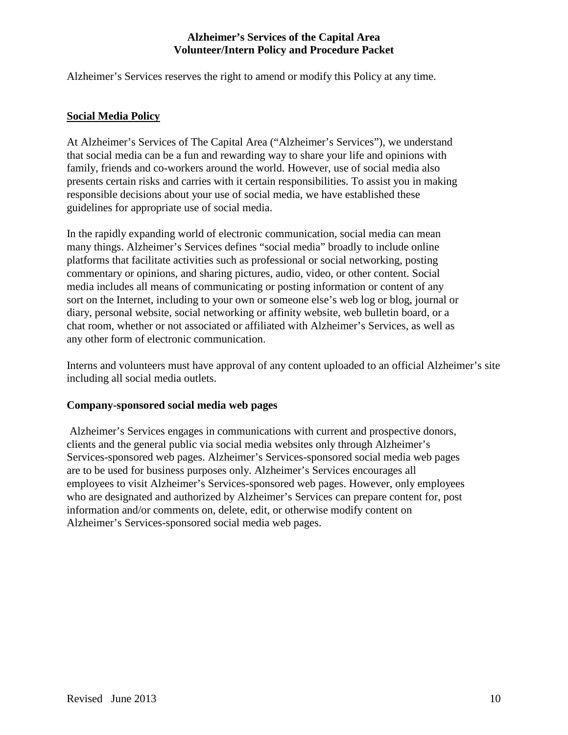Alzheimer’s Services reserves the right to amend or modify this Policy at any time.

## Social Media Policy

At Alzheimer’s Services of The Capital Area (“Alzheimer’s Services”), we understand that social media can be a fun and rewarding way to share your life and opinions with family, friends and co-workers around the world. However, use of social media also presents certain risks and carries with it certain responsibilities. To assist you in making responsible decisions about your use of social media, we have established these guidelines for appropriate use of social media.

In the rapidly expanding world of electronic communication, social media can mean many things. Alzheimer’s Services defines “social media” broadly to include online platforms that facilitate activities such as professional or social networking, posting commentary or opinions, and sharing pictures, audio, video, or other content. Social media includes all means of communicating or posting information or content of any sort on the Internet, including to your own or someone else’s web log or blog, journal or diary, personal website, social networking or affinity website, web bulletin board, or a chat room, whether or not associated or affiliated with Alzheimer’s Services, as well as any other form of electronic communication.

Interns and volunteers must have approval of any content uploaded to an official Alzheimer’s site including all social media outlets.

### Company-sponsored social media web pages

Alzheimer’s Services engages in communications with current and prospective donors, clients and the general public via social media websites only through Alzheimer’s Services-sponsored web pages. Alzheimer’s Services-sponsored social media web pages are to be used for business purposes only. Alzheimer’s Services encourages all employees to visit Alzheimer’s Services-sponsored web pages. However, only employees who are designated and authorized by Alzheimer’s Services can prepare content for, post information and/or comments on, delete, edit, or otherwise modify content on Alzheimer’s Services-sponsored social media web pages.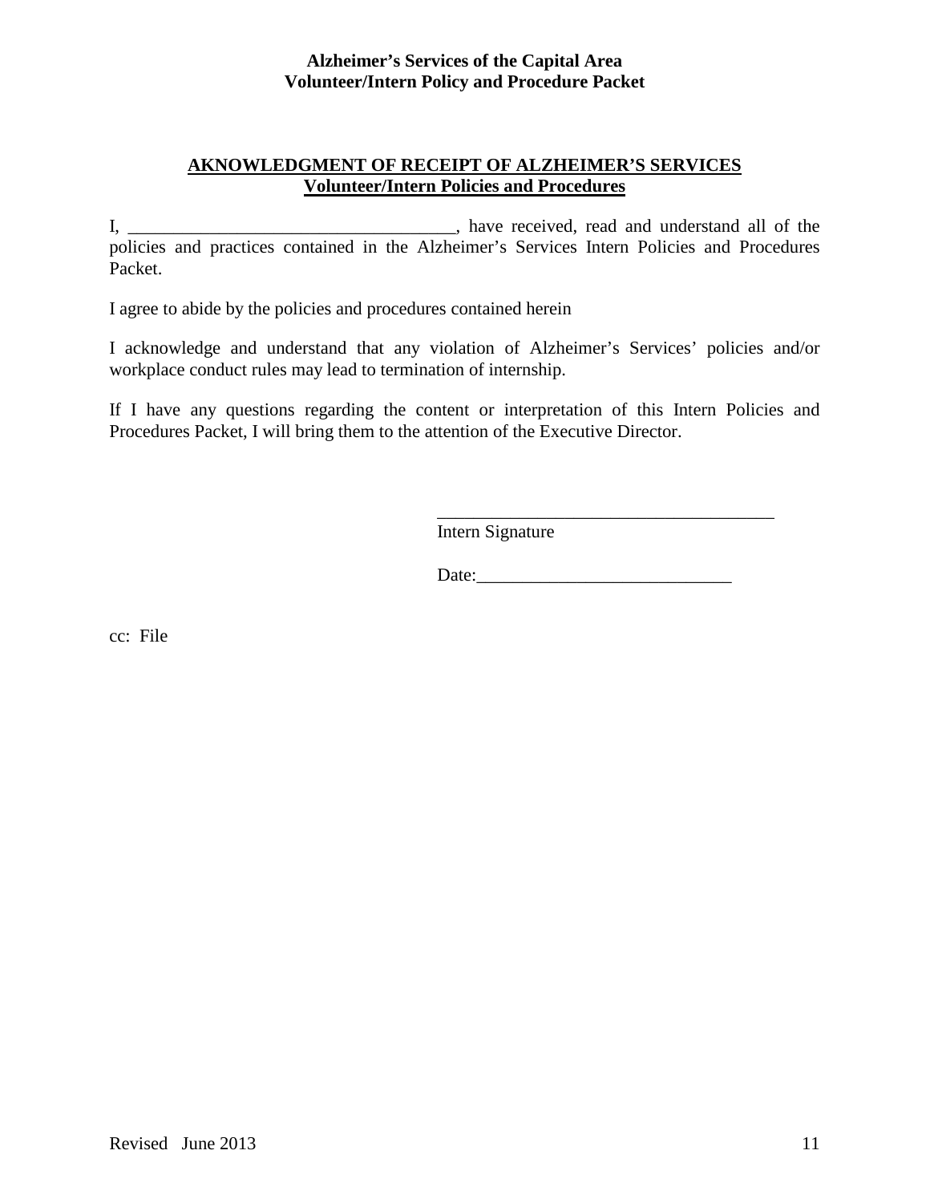## AKNOWLEDGMENT OF RECEIPT OF ALZHEIMER'S SERVICES
## Volunteer/Intern Policies and Procedures

I, ___________________________________, have received, read and understand all of the policies and practices contained in the Alzheimer's Services Intern Policies and Procedures Packet.

I agree to abide by the policies and procedures contained herein

I acknowledge and understand that any violation of Alzheimer's Services' policies and/or workplace conduct rules may lead to termination of internship.

If I have any questions regarding the content or interpretation of this Intern Policies and Procedures Packet, I will bring them to the attention of the Executive Director.

_____________________________________
Intern Signature

Date:___________________________

cc: File